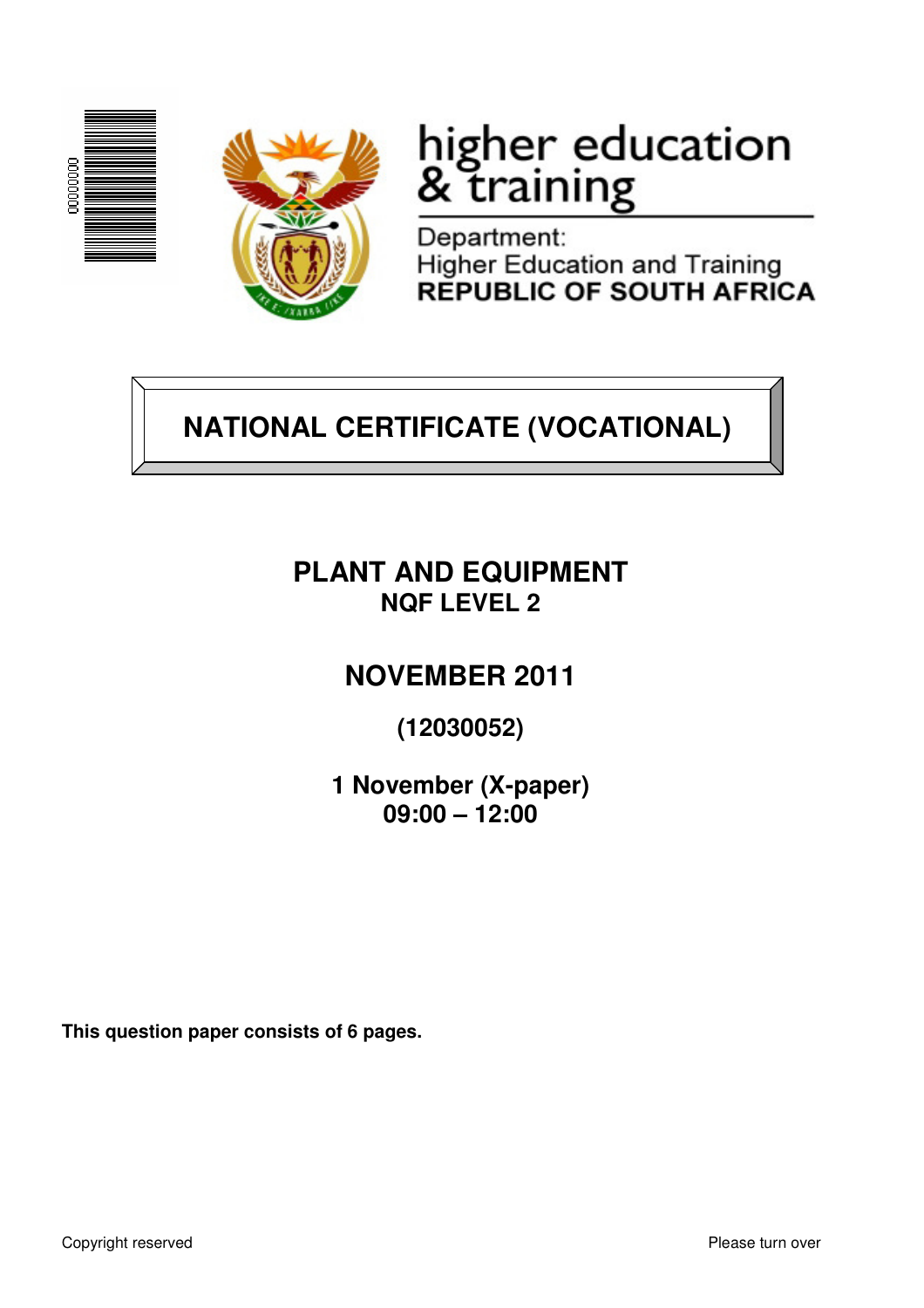higher education & training

Department:
Higher Education and Training
**REPUBLIC OF SOUTH AFRICA**

# NATIONAL CERTIFICATE (VOCATIONAL)

## PLANT AND EQUIPMENT
### NQF LEVEL 2

## NOVEMBER 2011

**(12030052)**

**1 November (X-paper)**
**09:00 – 12:00**

**This question paper consists of 6 pages.**

Copyright reserved

Please turn over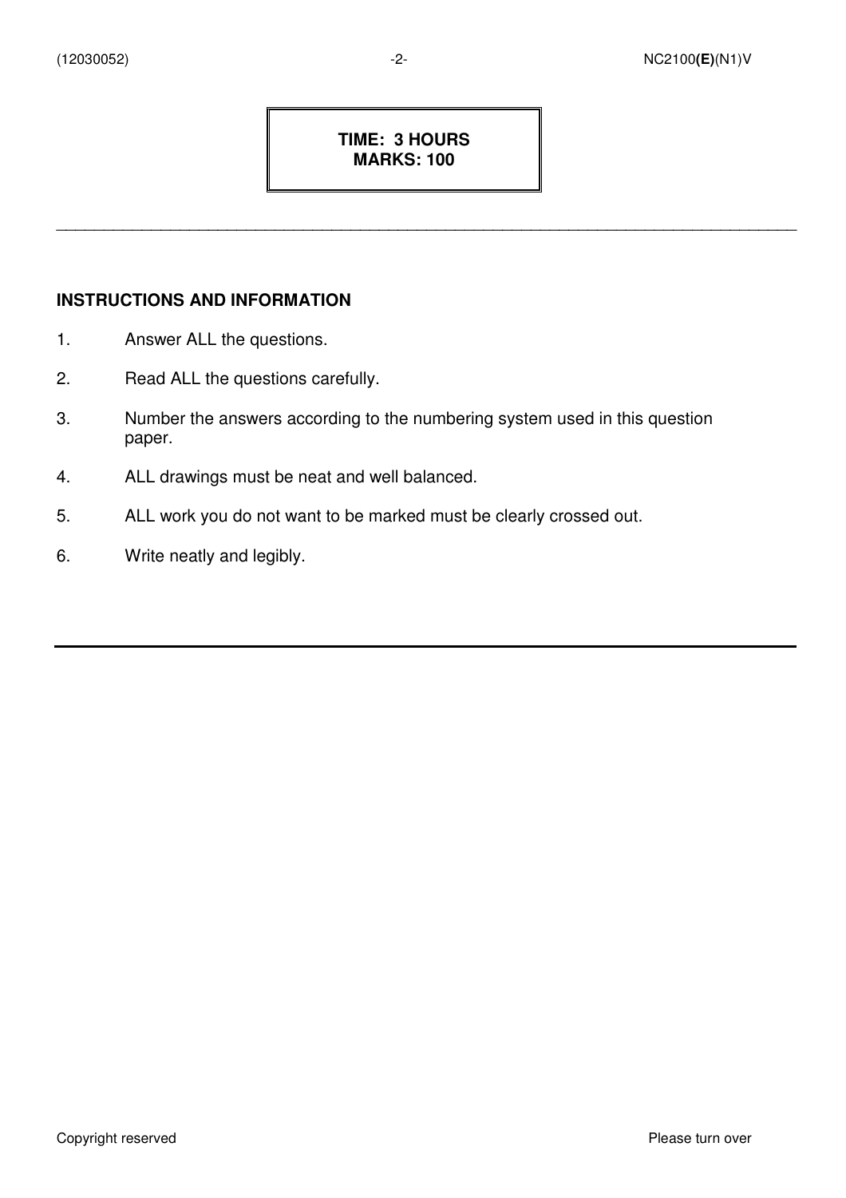**TIME: 3 HOURS**
**MARKS: 100**

---

## INSTRUCTIONS AND INFORMATION

1. Answer ALL the questions.
2. Read ALL the questions carefully.
3. Number the answers according to the numbering system used in this question paper.
4. ALL drawings must be neat and well balanced.
5. ALL work you do not want to be marked must be clearly crossed out.
6. Write neatly and legibly.

---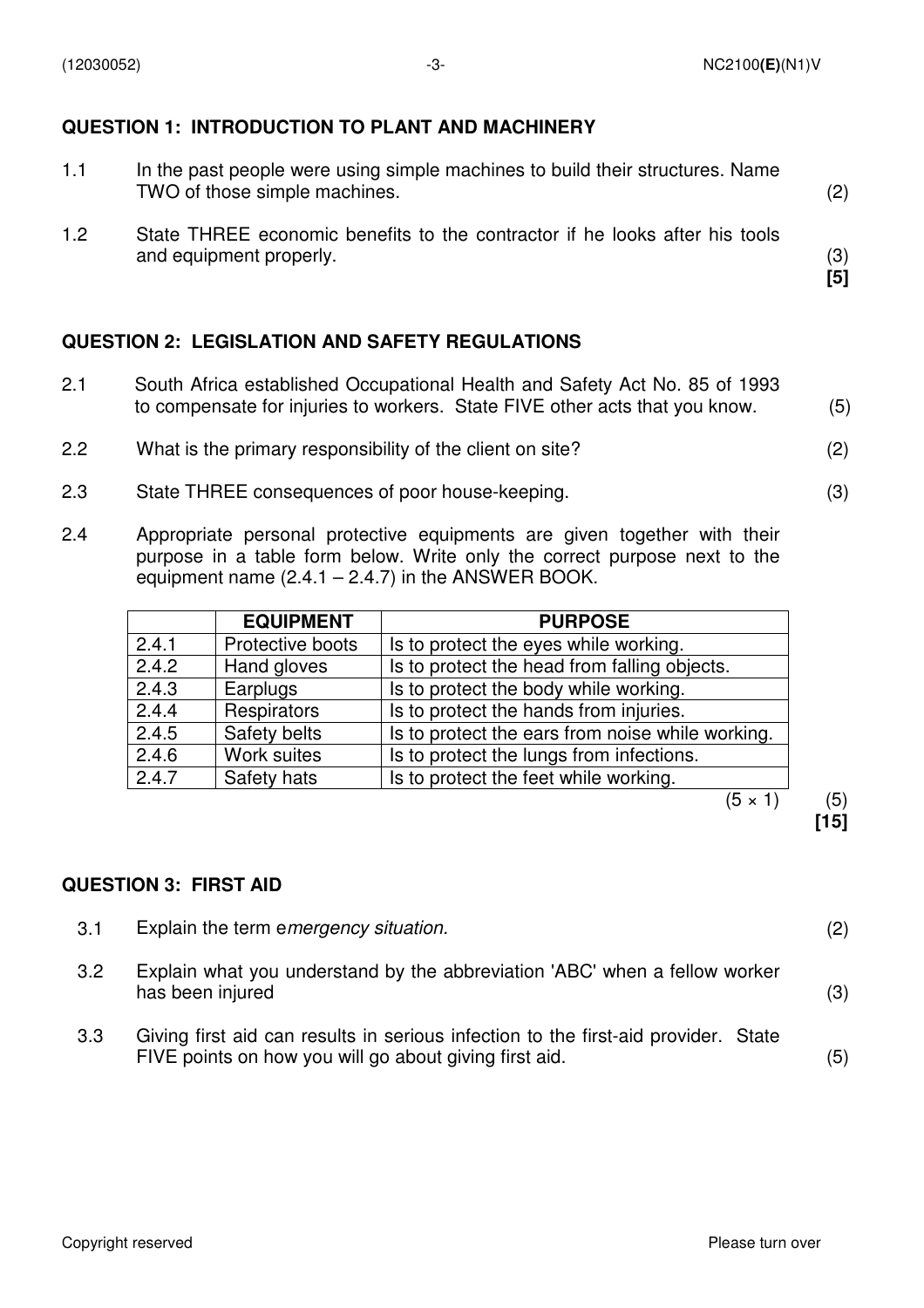## QUESTION 1: INTRODUCTION TO PLANT AND MACHINERY

1.1 In the past people were using simple machines to build their structures. Name TWO of those simple machines. (2)

1.2 State THREE economic benefits to the contractor if he looks after his tools and equipment properly. (3)
**[5]**

## QUESTION 2: LEGISLATION AND SAFETY REGULATIONS

2.1 South Africa established Occupational Health and Safety Act No. 85 of 1993 to compensate for injuries to workers. State FIVE other acts that you know. (5)

2.2 What is the primary responsibility of the client on site? (2)

2.3 State THREE consequences of poor house-keeping. (3)

2.4 Appropriate personal protective equipments are given together with their purpose in a table form below. Write only the correct purpose next to the equipment name (2.4.1 – 2.4.7) in the ANSWER BOOK.

| | EQUIPMENT | PURPOSE |
|---|---|---|
| 2.4.1 | Protective boots | Is to protect the eyes while working. |
| 2.4.2 | Hand gloves | Is to protect the head from falling objects. |
| 2.4.3 | Earplugs | Is to protect the body while working. |
| 2.4.4 | Respirators | Is to protect the hands from injuries. |
| 2.4.5 | Safety belts | Is to protect the ears from noise while working. |
| 2.4.6 | Work suites | Is to protect the lungs from infections. |
| 2.4.7 | Safety hats | Is to protect the feet while working. |

(5 × 1) (5)
**[15]**

## QUESTION 3: FIRST AID

3.1 Explain the term e*mergency situation.* (2)

3.2 Explain what you understand by the abbreviation 'ABC' when a fellow worker has been injured (3)

3.3 Giving first aid can results in serious infection to the first-aid provider. State FIVE points on how you will go about giving first aid. (5)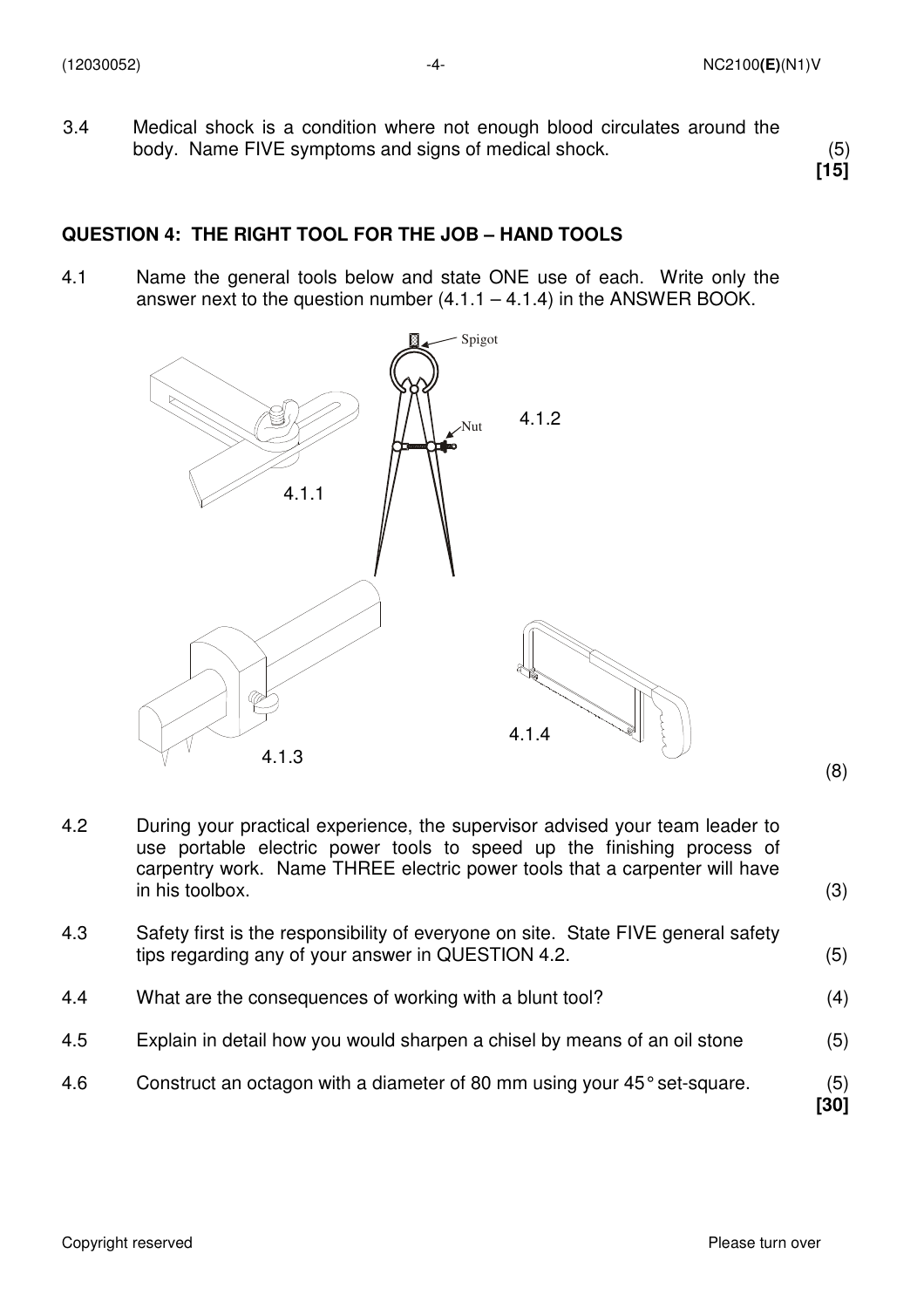3.4 Medical shock is a condition where not enough blood circulates around the body. Name FIVE symptoms and signs of medical shock. (5)

**[15]**

## QUESTION 4: THE RIGHT TOOL FOR THE JOB – HAND TOOLS

4.1 Name the general tools below and state ONE use of each. Write only the answer next to the question number (4.1.1 – 4.1.4) in the ANSWER BOOK.

Spigot

Nut

4.1.1

4.1.2

4.1.3

4.1.4

(8)

4.2 During your practical experience, the supervisor advised your team leader to use portable electric power tools to speed up the finishing process of carpentry work. Name THREE electric power tools that a carpenter will have in his toolbox. (3)

4.3 Safety first is the responsibility of everyone on site. State FIVE general safety tips regarding any of your answer in QUESTION 4.2. (5)

4.4 What are the consequences of working with a blunt tool? (4)

4.5 Explain in detail how you would sharpen a chisel by means of an oil stone (5)

4.6 Construct an octagon with a diameter of 80 mm using your 45° set-square. (5)

**[30]**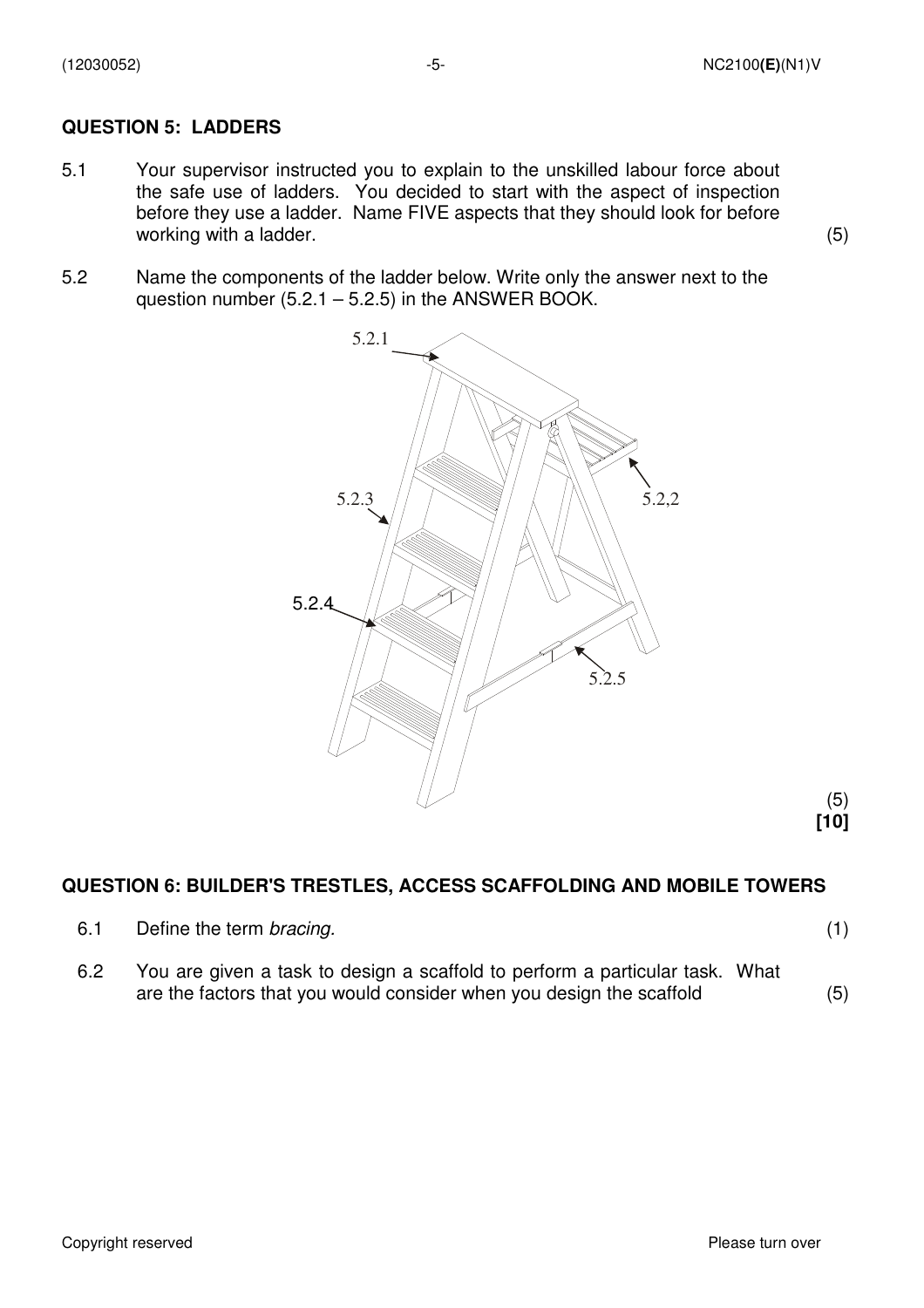## QUESTION 5: LADDERS

5.1 Your supervisor instructed you to explain to the unskilled labour force about the safe use of ladders. You decided to start with the aspect of inspection before they use a ladder. Name FIVE aspects that they should look for before working with a ladder. (5)

5.2 Name the components of the ladder below. Write only the answer next to the question number (5.2.1 – 5.2.5) in the ANSWER BOOK.

(5)
**[10]**

## QUESTION 6: BUILDER'S TRESTLES, ACCESS SCAFFOLDING AND MOBILE TOWERS

6.1 Define the term *bracing.* (1)

6.2 You are given a task to design a scaffold to perform a particular task. What are the factors that you would consider when you design the scaffold (5)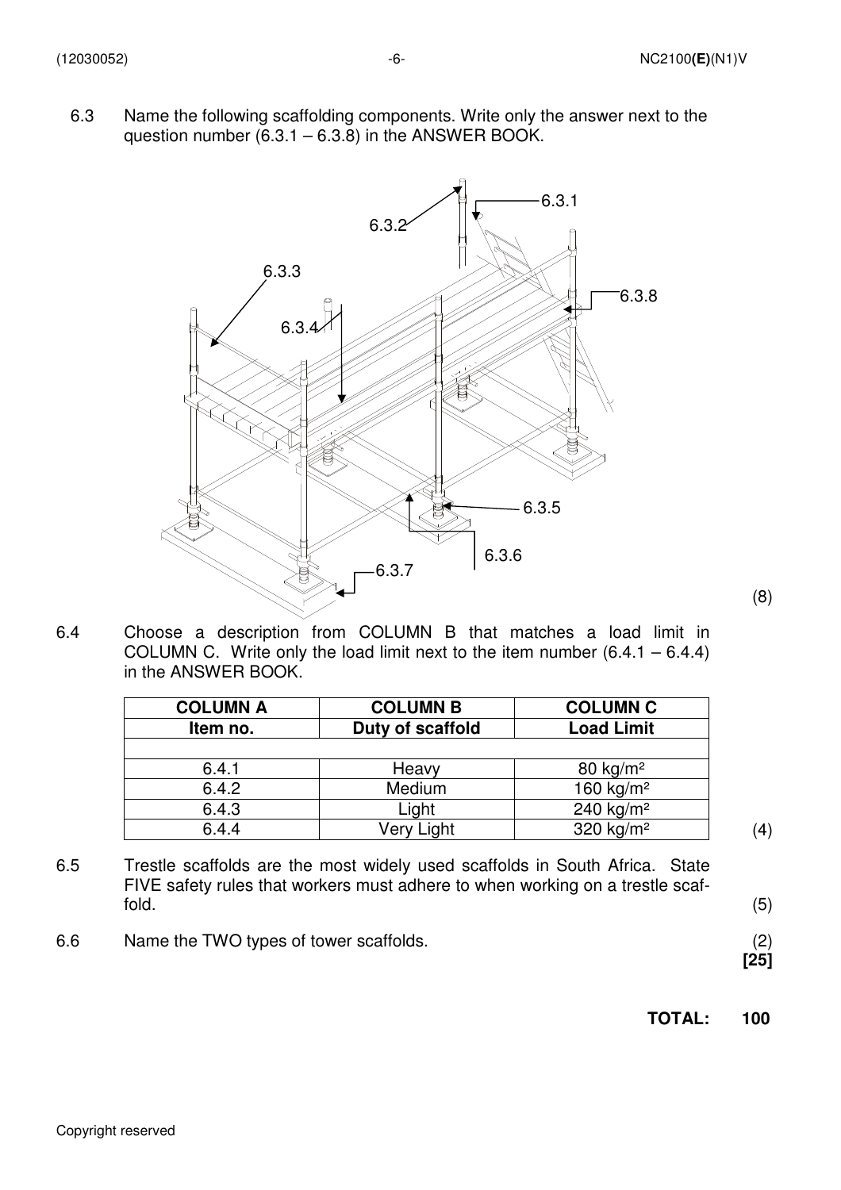6.3 Name the following scaffolding components. Write only the answer next to the question number (6.3.1 – 6.3.8) in the ANSWER BOOK.

6.3.1

6.3.2

6.3.3

6.3.4

6.3.5

6.3.6

6.3.7

6.3.8

(8)

6.4 Choose a description from COLUMN B that matches a load limit in COLUMN C. Write only the load limit next to the item number (6.4.1 – 6.4.4) in the ANSWER BOOK.

| COLUMN A<br>Item no. | COLUMN B<br>Duty of scaffold | COLUMN C<br>Load Limit |
|---|---|---|
| 6.4.1 | Heavy | 80 kg/m² |
| 6.4.2 | Medium | 160 kg/m² |
| 6.4.3 | Light | 240 kg/m² |
| 6.4.4 | Very Light | 320 kg/m² |

(4)

6.5 Trestle scaffolds are the most widely used scaffolds in South Africa. State FIVE safety rules that workers must adhere to when working on a trestle scaffold. (5)

6.6 Name the TWO types of tower scaffolds. (2)

**[25]**

**TOTAL: 100**